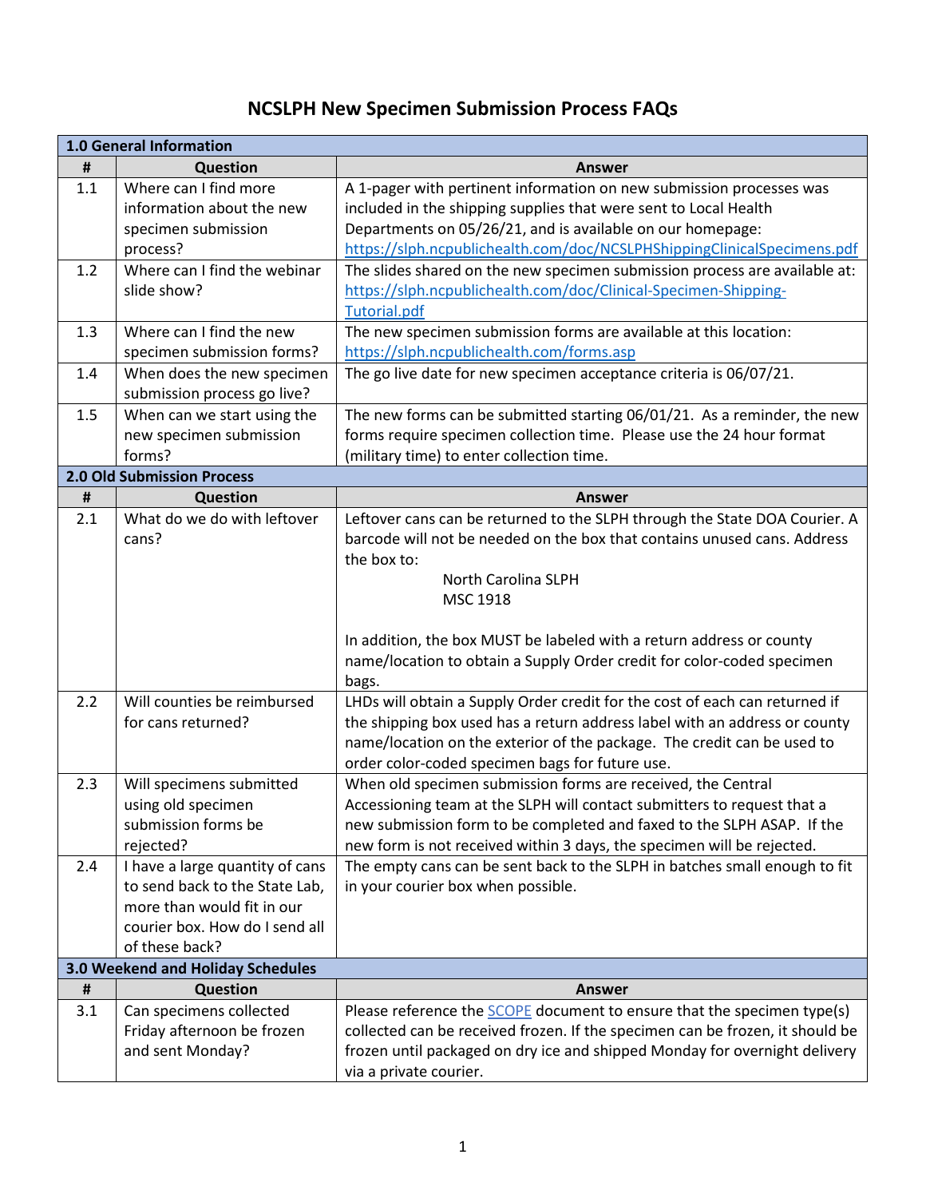# NCSLPH New Specimen Submission Process FAQs

| **1.0 General Information** | | |
|---|---|---|
| **#** | **Question** | **Answer** |
| 1.1 | Where can I find more information about the new specimen submission process? | A 1-pager with pertinent information on new submission processes was included in the shipping supplies that were sent to Local Health Departments on 05/26/21, and is available on our homepage: https://slph.ncpublichealth.com/doc/NCSLPHShippingClinicalSpecimens.pdf |
| 1.2 | Where can I find the webinar slide show? | The slides shared on the new specimen submission process are available at: https://slph.ncpublichealth.com/doc/Clinical-Specimen-Shipping-Tutorial.pdf |
| 1.3 | Where can I find the new specimen submission forms? | The new specimen submission forms are available at this location: https://slph.ncpublichealth.com/forms.asp |
| 1.4 | When does the new specimen submission process go live? | The go live date for new specimen acceptance criteria is 06/07/21. |
| 1.5 | When can we start using the new specimen submission forms? | The new forms can be submitted starting 06/01/21. As a reminder, the new forms require specimen collection time. Please use the 24 hour format (military time) to enter collection time. |
| **2.0 Old Submission Process** | | |
| **#** | **Question** | **Answer** |
| 2.1 | What do we do with leftover cans? | Leftover cans can be returned to the SLPH through the State DOA Courier. A barcode will not be needed on the box that contains unused cans. Address the box to:<br>North Carolina SLPH<br>MSC 1918<br><br>In addition, the box MUST be labeled with a return address or county name/location to obtain a Supply Order credit for color-coded specimen bags. |
| 2.2 | Will counties be reimbursed for cans returned? | LHDs will obtain a Supply Order credit for the cost of each can returned if the shipping box used has a return address label with an address or county name/location on the exterior of the package. The credit can be used to order color-coded specimen bags for future use. |
| 2.3 | Will specimens submitted using old specimen submission forms be rejected? | When old specimen submission forms are received, the Central Accessioning team at the SLPH will contact submitters to request that a new submission form to be completed and faxed to the SLPH ASAP. If the new form is not received within 3 days, the specimen will be rejected. |
| 2.4 | I have a large quantity of cans to send back to the State Lab, more than would fit in our courier box. How do I send all of these back? | The empty cans can be sent back to the SLPH in batches small enough to fit in your courier box when possible. |
| **3.0 Weekend and Holiday Schedules** | | |
| **#** | **Question** | **Answer** |
| 3.1 | Can specimens collected Friday afternoon be frozen and sent Monday? | Please reference the SCOPE document to ensure that the specimen type(s) collected can be received frozen. If the specimen can be frozen, it should be frozen until packaged on dry ice and shipped Monday for overnight delivery via a private courier. |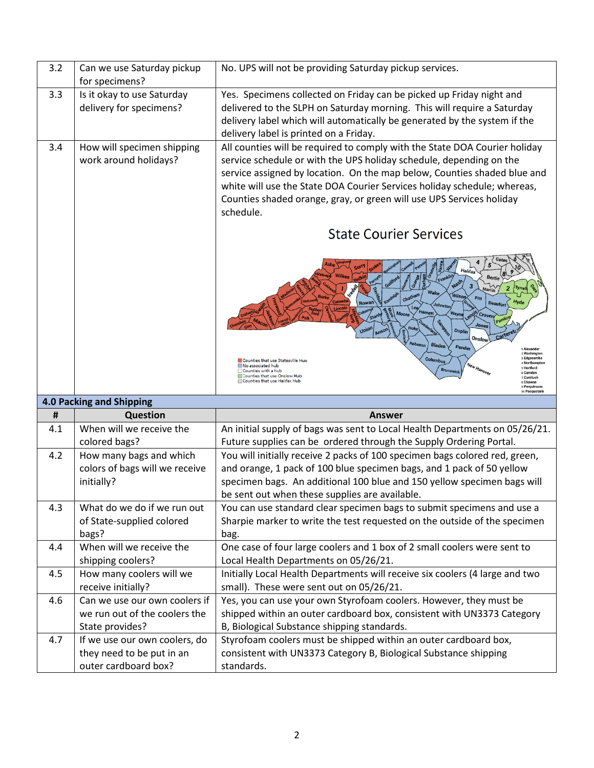| | | |
|---|---|---|
| 3.2 | Can we use Saturday pickup for specimens? | No. UPS will not be providing Saturday pickup services. |
| 3.3 | Is it okay to use Saturday delivery for specimens? | Yes. Specimens collected on Friday can be picked up Friday night and delivered to the SLPH on Saturday morning. This will require a Saturday delivery label which will automatically be generated by the system if the delivery label is printed on a Friday. |
| 3.4 | How will specimen shipping work around holidays? | All counties will be required to comply with the State DOA Courier holiday service schedule or with the UPS holiday schedule, depending on the service assigned by location. On the map below, Counties shaded blue and white will use the State DOA Courier Services holiday schedule; whereas, Counties shaded orange, gray, or green will use UPS Services holiday schedule. State Courier Services |

## 4.0 Packing and Shipping

| # | Question | Answer |
|---|---|---|
| 4.1 | When will we receive the colored bags? | An initial supply of bags was sent to Local Health Departments on 05/26/21. Future supplies can be ordered through the Supply Ordering Portal. |
| 4.2 | How many bags and which colors of bags will we receive initially? | You will initially receive 2 packs of 100 specimen bags colored red, green, and orange, 1 pack of 100 blue specimen bags, and 1 pack of 50 yellow specimen bags. An additional 100 blue and 150 yellow specimen bags will be sent out when these supplies are available. |
| 4.3 | What do we do if we run out of State-supplied colored bags? | You can use standard clear specimen bags to submit specimens and use a Sharpie marker to write the test requested on the outside of the specimen bag. |
| 4.4 | When will we receive the shipping coolers? | One case of four large coolers and 1 box of 2 small coolers were sent to Local Health Departments on 05/26/21. |
| 4.5 | How many coolers will we receive initially? | Initially Local Health Departments will receive six coolers (4 large and two small). These were sent out on 05/26/21. |
| 4.6 | Can we use our own coolers if we run out of the coolers the State provides? | Yes, you can use your own Styrofoam coolers. However, they must be shipped within an outer cardboard box, consistent with UN3373 Category B, Biological Substance shipping standards. |
| 4.7 | If we use our own coolers, do they need to be put in an outer cardboard box? | Styrofoam coolers must be shipped within an outer cardboard box, consistent with UN3373 Category B, Biological Substance shipping standards. |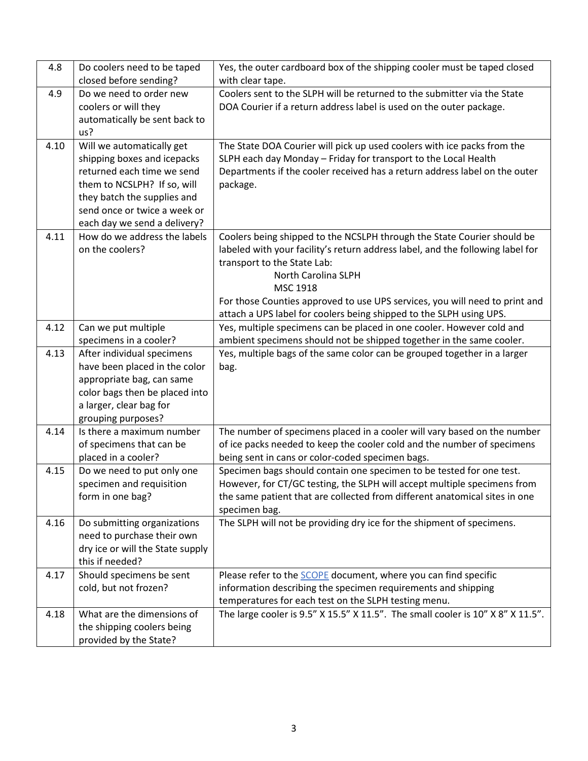| 4.8 | Do coolers need to be taped closed before sending? | Yes, the outer cardboard box of the shipping cooler must be taped closed with clear tape. |
|---|---|---|
| 4.9 | Do we need to order new coolers or will they automatically be sent back to us? | Coolers sent to the SLPH will be returned to the submitter via the State DOA Courier if a return address label is used on the outer package. |
| 4.10 | Will we automatically get shipping boxes and icepacks returned each time we send them to NCSLPH? If so, will they batch the supplies and send once or twice a week or each day we send a delivery? | The State DOA Courier will pick up used coolers with ice packs from the SLPH each day Monday – Friday for transport to the Local Health Departments if the cooler received has a return address label on the outer package. |
| 4.11 | How do we address the labels on the coolers? | Coolers being shipped to the NCSLPH through the State Courier should be labeled with your facility's return address label, and the following label for transport to the State Lab:<br>North Carolina SLPH<br>MSC 1918<br>For those Counties approved to use UPS services, you will need to print and attach a UPS label for coolers being shipped to the SLPH using UPS. |
| 4.12 | Can we put multiple specimens in a cooler? | Yes, multiple specimens can be placed in one cooler. However cold and ambient specimens should not be shipped together in the same cooler. |
| 4.13 | After individual specimens have been placed in the color appropriate bag, can same color bags then be placed into a larger, clear bag for grouping purposes? | Yes, multiple bags of the same color can be grouped together in a larger bag. |
| 4.14 | Is there a maximum number of specimens that can be placed in a cooler? | The number of specimens placed in a cooler will vary based on the number of ice packs needed to keep the cooler cold and the number of specimens being sent in cans or color-coded specimen bags. |
| 4.15 | Do we need to put only one specimen and requisition form in one bag? | Specimen bags should contain one specimen to be tested for one test. However, for CT/GC testing, the SLPH will accept multiple specimens from the same patient that are collected from different anatomical sites in one specimen bag. |
| 4.16 | Do submitting organizations need to purchase their own dry ice or will the State supply this if needed? | The SLPH will not be providing dry ice for the shipment of specimens. |
| 4.17 | Should specimens be sent cold, but not frozen? | Please refer to the SCOPE document, where you can find specific information describing the specimen requirements and shipping temperatures for each test on the SLPH testing menu. |
| 4.18 | What are the dimensions of the shipping coolers being provided by the State? | The large cooler is 9.5" X 15.5" X 11.5". The small cooler is 10" X 8" X 11.5". |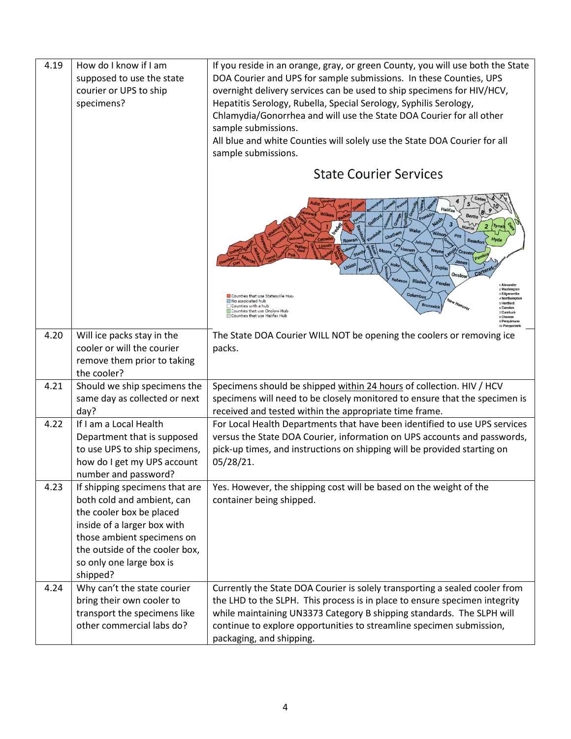| | | |
|---|---|---|
| 4.19 | How do I know if I am supposed to use the state courier or UPS to ship specimens? | If you reside in an orange, gray, or green County, you will use both the State DOA Courier and UPS for sample submissions. In these Counties, UPS overnight delivery services can be used to ship specimens for HIV/HCV, Hepatitis Serology, Rubella, Special Serology, Syphilis Serology, Chlamydia/Gonorrhea and will use the State DOA Courier for all other sample submissions. All blue and white Counties will solely use the State DOA Courier for all sample submissions. State Courier Services |
| 4.20 | Will ice packs stay in the cooler or will the courier remove them prior to taking the cooler? | The State DOA Courier WILL NOT be opening the coolers or removing ice packs. |
| 4.21 | Should we ship specimens the same day as collected or next day? | Specimens should be shipped within 24 hours of collection. HIV / HCV specimens will need to be closely monitored to ensure that the specimen is received and tested within the appropriate time frame. |
| 4.22 | If I am a Local Health Department that is supposed to use UPS to ship specimens, how do I get my UPS account number and password? | For Local Health Departments that have been identified to use UPS services versus the State DOA Courier, information on UPS accounts and passwords, pick-up times, and instructions on shipping will be provided starting on 05/28/21. |
| 4.23 | If shipping specimens that are both cold and ambient, can the cooler box be placed inside of a larger box with those ambient specimens on the outside of the cooler box, so only one large box is shipped? | Yes. However, the shipping cost will be based on the weight of the container being shipped. |
| 4.24 | Why can't the state courier bring their own cooler to transport the specimens like other commercial labs do? | Currently the State DOA Courier is solely transporting a sealed cooler from the LHD to the SLPH. This process is in place to ensure specimen integrity while maintaining UN3373 Category B shipping standards. The SLPH will continue to explore opportunities to streamline specimen submission, packaging, and shipping. |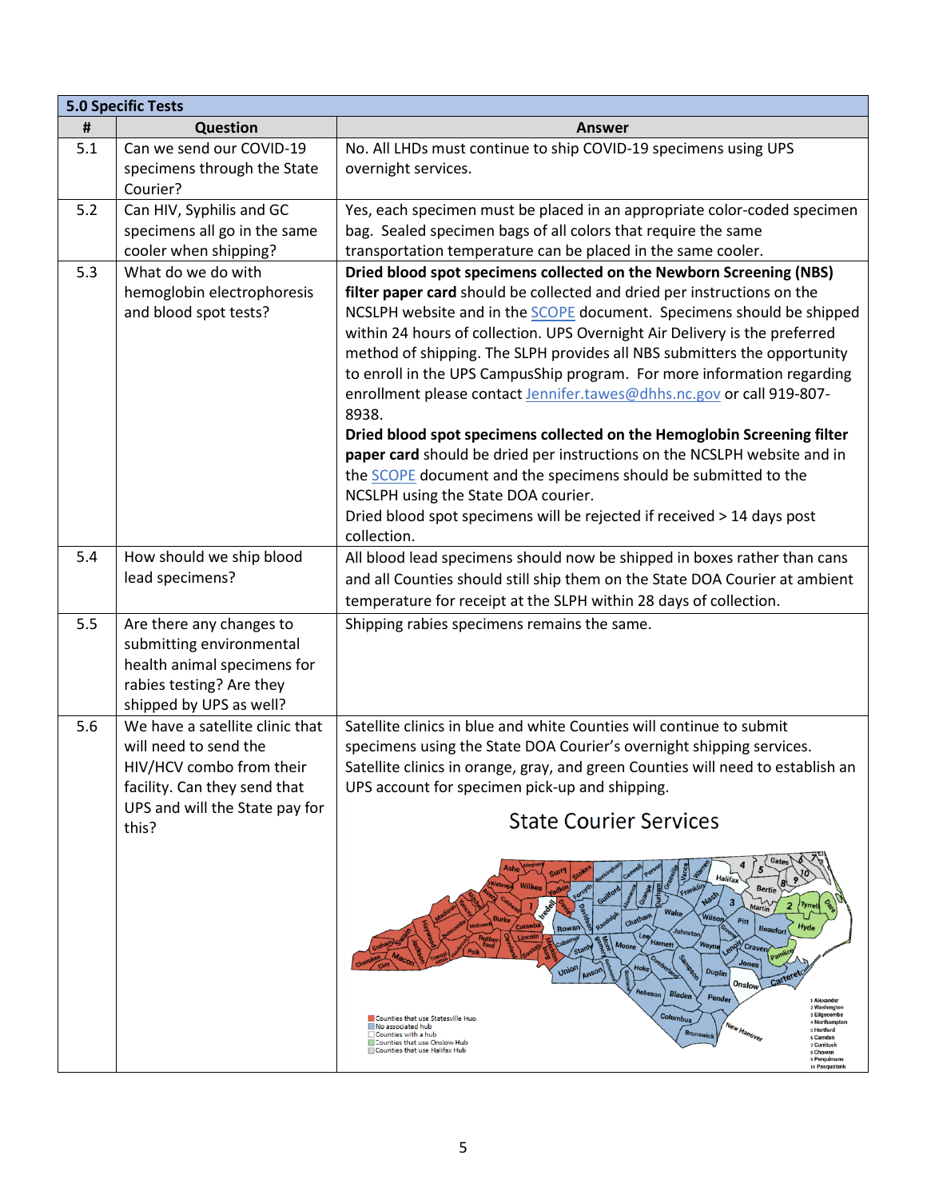| 5.0 Specific Tests | | |
|---|---|---|
| # | Question | Answer |
| 5.1 | Can we send our COVID-19 specimens through the State Courier? | No. All LHDs must continue to ship COVID-19 specimens using UPS overnight services. |
| 5.2 | Can HIV, Syphilis and GC specimens all go in the same cooler when shipping? | Yes, each specimen must be placed in an appropriate color-coded specimen bag. Sealed specimen bags of all colors that require the same transportation temperature can be placed in the same cooler. |
| 5.3 | What do we do with hemoglobin electrophoresis and blood spot tests? | **Dried blood spot specimens collected on the Newborn Screening (NBS) filter paper card** should be collected and dried per instructions on the NCSLPH website and in the SCOPE document. Specimens should be shipped within 24 hours of collection. UPS Overnight Air Delivery is the preferred method of shipping. The SLPH provides all NBS submitters the opportunity to enroll in the UPS CampusShip program. For more information regarding enrollment please contact Jennifer.tawes@dhhs.nc.gov or call 919-807-8938.<br>**Dried blood spot specimens collected on the Hemoglobin Screening filter paper card** should be dried per instructions on the NCSLPH website and in the SCOPE document and the specimens should be submitted to the NCSLPH using the State DOA courier.<br>Dried blood spot specimens will be rejected if received > 14 days post collection. |
| 5.4 | How should we ship blood lead specimens? | All blood lead specimens should now be shipped in boxes rather than cans and all Counties should still ship them on the State DOA Courier at ambient temperature for receipt at the SLPH within 28 days of collection. |
| 5.5 | Are there any changes to submitting environmental health animal specimens for rabies testing? Are they shipped by UPS as well? | Shipping rabies specimens remains the same. |
| 5.6 | We have a satellite clinic that will need to send the HIV/HCV combo from their facility. Can they send that UPS and will the State pay for this? | Satellite clinics in blue and white Counties will continue to submit specimens using the State DOA Courier's overnight shipping services. Satellite clinics in orange, gray, and green Counties will need to establish an UPS account for specimen pick-up and shipping.<br>**State Courier Services**<br>Counties that use Statesville Hub<br>No associated hub<br>Counties with a hub<br>Counties that use Onslow Hub<br>Counties that use Halifax Hub<br>1 Alexander, 2 Washington, 3 Edgecombe, 4 Northampton, 5 Hertford, 6 Camden, 7 Currituck, 8 Chowan, 9 Perquimans, 10 Pasquotank |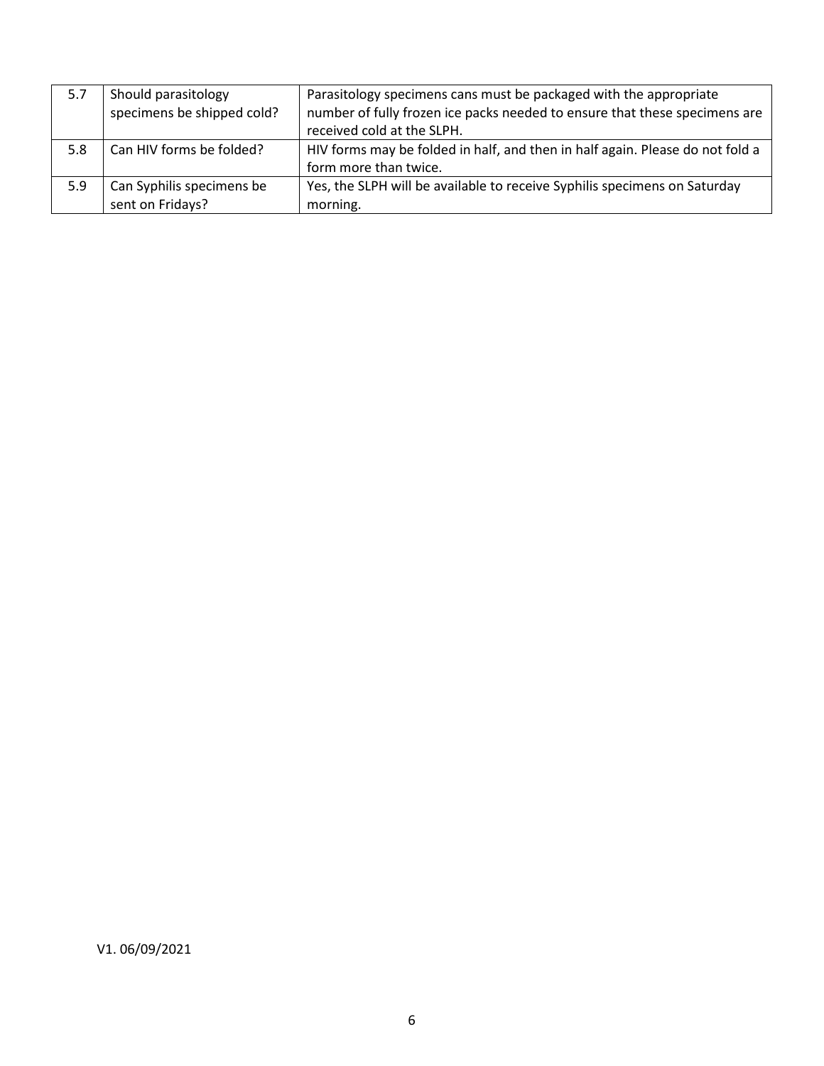| | | |
|---|---|---|
| 5.7 | Should parasitology specimens be shipped cold? | Parasitology specimens cans must be packaged with the appropriate number of fully frozen ice packs needed to ensure that these specimens are received cold at the SLPH. |
| 5.8 | Can HIV forms be folded? | HIV forms may be folded in half, and then in half again. Please do not fold a form more than twice. |
| 5.9 | Can Syphilis specimens be sent on Fridays? | Yes, the SLPH will be available to receive Syphilis specimens on Saturday morning. |

V1. 06/09/2021